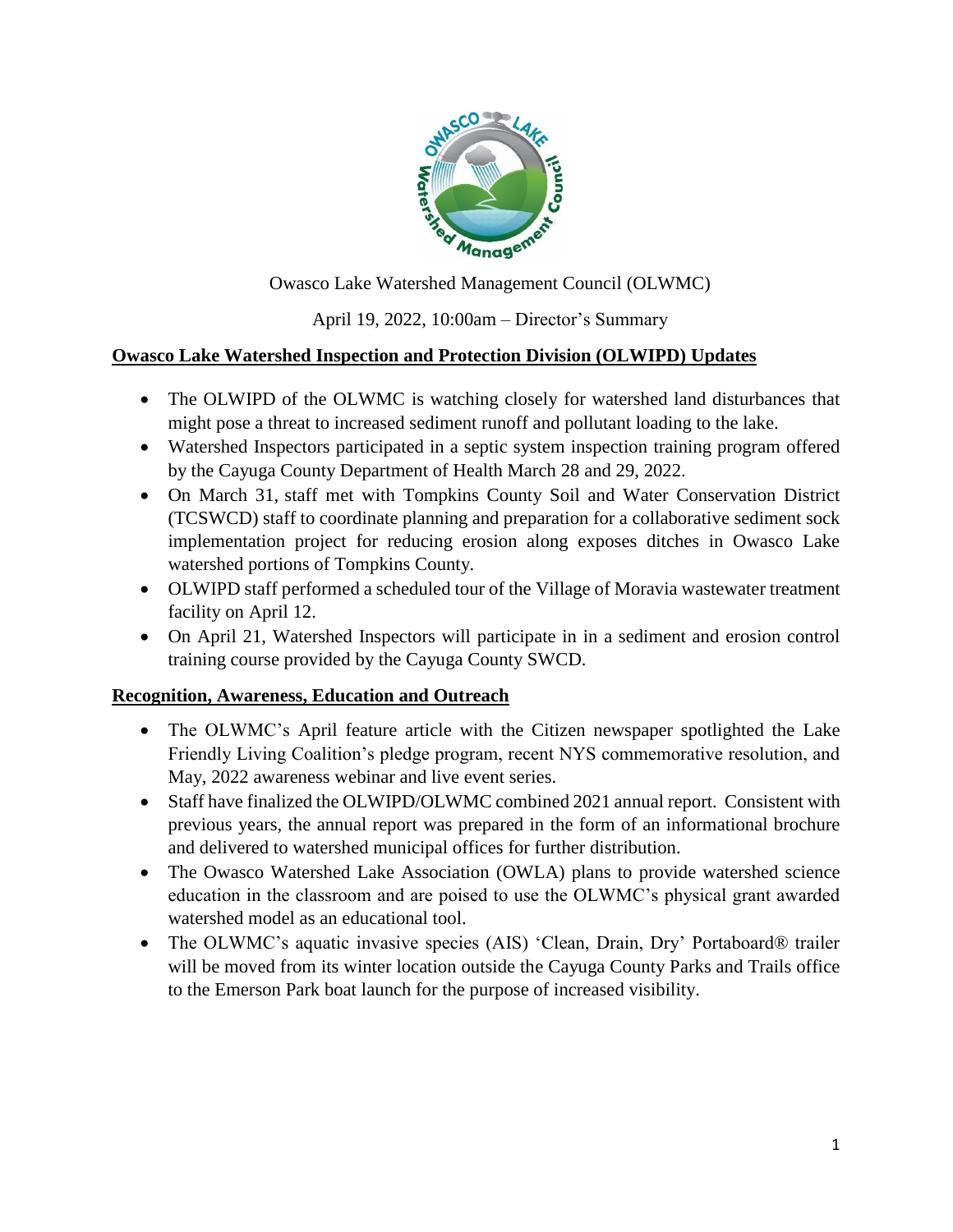Owasco Lake Watershed Management Council (OLWMC)

April 19, 2022, 10:00am – Director's Summary

## Owasco Lake Watershed Inspection and Protection Division (OLWIPD) Updates

- The OLWIPD of the OLWMC is watching closely for watershed land disturbances that might pose a threat to increased sediment runoff and pollutant loading to the lake.
- Watershed Inspectors participated in a septic system inspection training program offered by the Cayuga County Department of Health March 28 and 29, 2022.
- On March 31, staff met with Tompkins County Soil and Water Conservation District (TCSWCD) staff to coordinate planning and preparation for a collaborative sediment sock implementation project for reducing erosion along exposes ditches in Owasco Lake watershed portions of Tompkins County.
- OLWIPD staff performed a scheduled tour of the Village of Moravia wastewater treatment facility on April 12.
- On April 21, Watershed Inspectors will participate in in a sediment and erosion control training course provided by the Cayuga County SWCD.

## Recognition, Awareness, Education and Outreach

- The OLWMC's April feature article with the Citizen newspaper spotlighted the Lake Friendly Living Coalition's pledge program, recent NYS commemorative resolution, and May, 2022 awareness webinar and live event series.
- Staff have finalized the OLWIPD/OLWMC combined 2021 annual report. Consistent with previous years, the annual report was prepared in the form of an informational brochure and delivered to watershed municipal offices for further distribution.
- The Owasco Watershed Lake Association (OWLA) plans to provide watershed science education in the classroom and are poised to use the OLWMC's physical grant awarded watershed model as an educational tool.
- The OLWMC's aquatic invasive species (AIS) 'Clean, Drain, Dry' Portaboard® trailer will be moved from its winter location outside the Cayuga County Parks and Trails office to the Emerson Park boat launch for the purpose of increased visibility.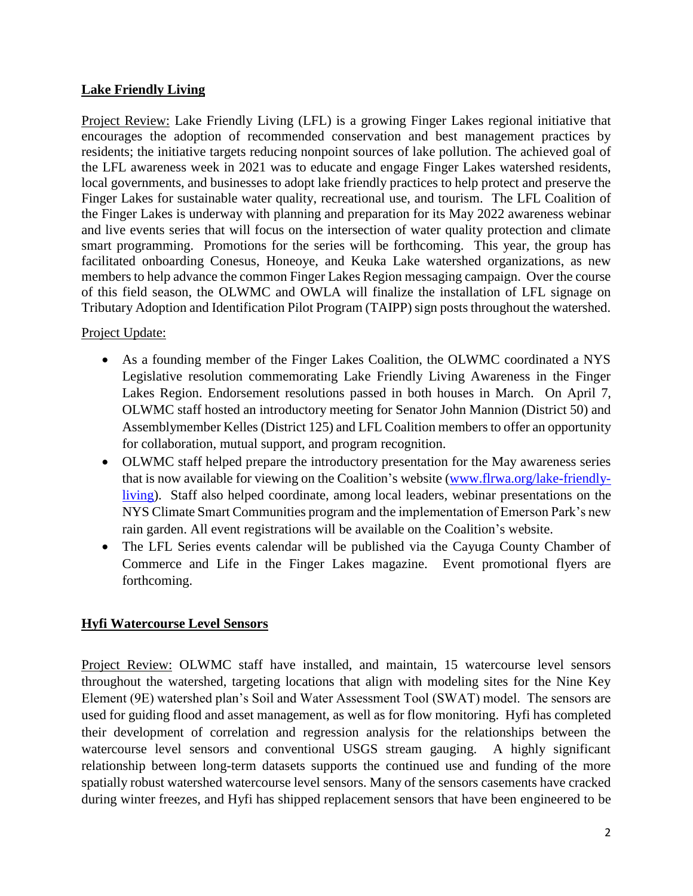## Lake Friendly Living

Project Review: Lake Friendly Living (LFL) is a growing Finger Lakes regional initiative that encourages the adoption of recommended conservation and best management practices by residents; the initiative targets reducing nonpoint sources of lake pollution. The achieved goal of the LFL awareness week in 2021 was to educate and engage Finger Lakes watershed residents, local governments, and businesses to adopt lake friendly practices to help protect and preserve the Finger Lakes for sustainable water quality, recreational use, and tourism. The LFL Coalition of the Finger Lakes is underway with planning and preparation for its May 2022 awareness webinar and live events series that will focus on the intersection of water quality protection and climate smart programming. Promotions for the series will be forthcoming. This year, the group has facilitated onboarding Conesus, Honeoye, and Keuka Lake watershed organizations, as new members to help advance the common Finger Lakes Region messaging campaign. Over the course of this field season, the OLWMC and OWLA will finalize the installation of LFL signage on Tributary Adoption and Identification Pilot Program (TAIPP) sign posts throughout the watershed.

Project Update:

- As a founding member of the Finger Lakes Coalition, the OLWMC coordinated a NYS Legislative resolution commemorating Lake Friendly Living Awareness in the Finger Lakes Region. Endorsement resolutions passed in both houses in March. On April 7, OLWMC staff hosted an introductory meeting for Senator John Mannion (District 50) and Assemblymember Kelles (District 125) and LFL Coalition members to offer an opportunity for collaboration, mutual support, and program recognition.
- OLWMC staff helped prepare the introductory presentation for the May awareness series that is now available for viewing on the Coalition's website (www.flrwa.org/lake-friendly-living). Staff also helped coordinate, among local leaders, webinar presentations on the NYS Climate Smart Communities program and the implementation of Emerson Park's new rain garden. All event registrations will be available on the Coalition's website.
- The LFL Series events calendar will be published via the Cayuga County Chamber of Commerce and Life in the Finger Lakes magazine. Event promotional flyers are forthcoming.

## Hyfi Watercourse Level Sensors

Project Review: OLWMC staff have installed, and maintain, 15 watercourse level sensors throughout the watershed, targeting locations that align with modeling sites for the Nine Key Element (9E) watershed plan's Soil and Water Assessment Tool (SWAT) model. The sensors are used for guiding flood and asset management, as well as for flow monitoring. Hyfi has completed their development of correlation and regression analysis for the relationships between the watercourse level sensors and conventional USGS stream gauging. A highly significant relationship between long-term datasets supports the continued use and funding of the more spatially robust watershed watercourse level sensors. Many of the sensors casements have cracked during winter freezes, and Hyfi has shipped replacement sensors that have been engineered to be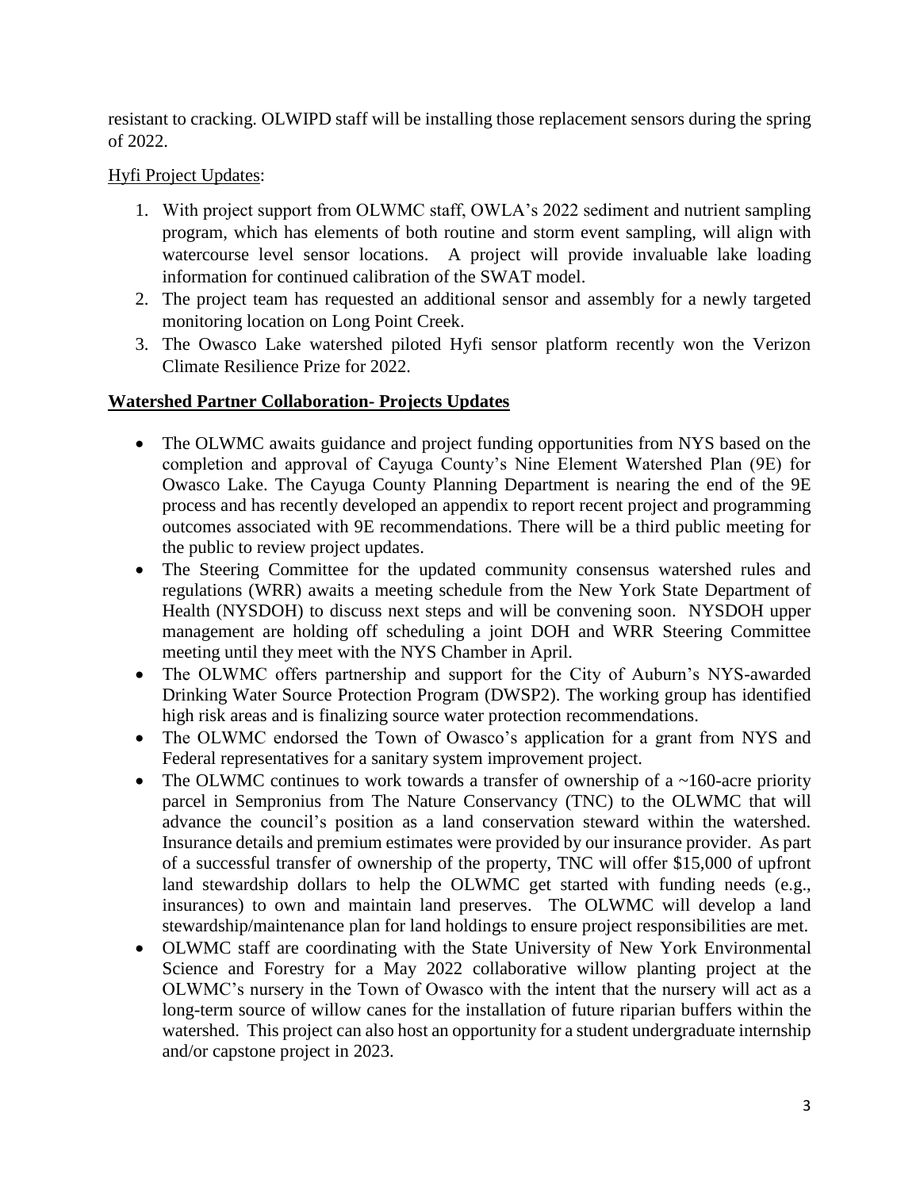resistant to cracking. OLWIPD staff will be installing those replacement sensors during the spring of 2022.

<u>Hyfi Project Updates</u>:

1. With project support from OLWMC staff, OWLA's 2022 sediment and nutrient sampling program, which has elements of both routine and storm event sampling, will align with watercourse level sensor locations. A project will provide invaluable lake loading information for continued calibration of the SWAT model.
2. The project team has requested an additional sensor and assembly for a newly targeted monitoring location on Long Point Creek.
3. The Owasco Lake watershed piloted Hyfi sensor platform recently won the Verizon Climate Resilience Prize for 2022.

**<u>Watershed Partner Collaboration- Projects Updates</u>**

- The OLWMC awaits guidance and project funding opportunities from NYS based on the completion and approval of Cayuga County's Nine Element Watershed Plan (9E) for Owasco Lake. The Cayuga County Planning Department is nearing the end of the 9E process and has recently developed an appendix to report recent project and programming outcomes associated with 9E recommendations. There will be a third public meeting for the public to review project updates.
- The Steering Committee for the updated community consensus watershed rules and regulations (WRR) awaits a meeting schedule from the New York State Department of Health (NYSDOH) to discuss next steps and will be convening soon. NYSDOH upper management are holding off scheduling a joint DOH and WRR Steering Committee meeting until they meet with the NYS Chamber in April.
- The OLWMC offers partnership and support for the City of Auburn's NYS-awarded Drinking Water Source Protection Program (DWSP2). The working group has identified high risk areas and is finalizing source water protection recommendations.
- The OLWMC endorsed the Town of Owasco's application for a grant from NYS and Federal representatives for a sanitary system improvement project.
- The OLWMC continues to work towards a transfer of ownership of a ~160-acre priority parcel in Sempronius from The Nature Conservancy (TNC) to the OLWMC that will advance the council's position as a land conservation steward within the watershed. Insurance details and premium estimates were provided by our insurance provider. As part of a successful transfer of ownership of the property, TNC will offer $15,000 of upfront land stewardship dollars to help the OLWMC get started with funding needs (e.g., insurances) to own and maintain land preserves. The OLWMC will develop a land stewardship/maintenance plan for land holdings to ensure project responsibilities are met.
- OLWMC staff are coordinating with the State University of New York Environmental Science and Forestry for a May 2022 collaborative willow planting project at the OLWMC's nursery in the Town of Owasco with the intent that the nursery will act as a long-term source of willow canes for the installation of future riparian buffers within the watershed. This project can also host an opportunity for a student undergraduate internship and/or capstone project in 2023.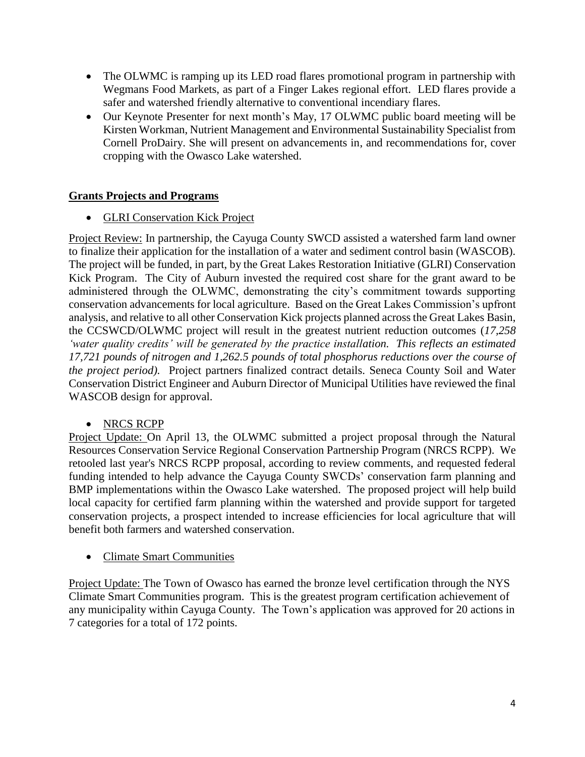- The OLWMC is ramping up its LED road flares promotional program in partnership with Wegmans Food Markets, as part of a Finger Lakes regional effort. LED flares provide a safer and watershed friendly alternative to conventional incendiary flares.
- Our Keynote Presenter for next month's May, 17 OLWMC public board meeting will be Kirsten Workman, Nutrient Management and Environmental Sustainability Specialist from Cornell ProDairy. She will present on advancements in, and recommendations for, cover cropping with the Owasco Lake watershed.

## Grants Projects and Programs

- GLRI Conservation Kick Project

Project Review: In partnership, the Cayuga County SWCD assisted a watershed farm land owner to finalize their application for the installation of a water and sediment control basin (WASCOB). The project will be funded, in part, by the Great Lakes Restoration Initiative (GLRI) Conservation Kick Program. The City of Auburn invested the required cost share for the grant award to be administered through the OLWMC, demonstrating the city's commitment towards supporting conservation advancements for local agriculture. Based on the Great Lakes Commission's upfront analysis, and relative to all other Conservation Kick projects planned across the Great Lakes Basin, the CCSWCD/OLWMC project will result in the greatest nutrient reduction outcomes (*17,258 'water quality credits' will be generated by the practice installation. This reflects an estimated 17,721 pounds of nitrogen and 1,262.5 pounds of total phosphorus reductions over the course of the project period).* Project partners finalized contract details. Seneca County Soil and Water Conservation District Engineer and Auburn Director of Municipal Utilities have reviewed the final WASCOB design for approval.

- NRCS RCPP

Project Update: On April 13, the OLWMC submitted a project proposal through the Natural Resources Conservation Service Regional Conservation Partnership Program (NRCS RCPP). We retooled last year's NRCS RCPP proposal, according to review comments, and requested federal funding intended to help advance the Cayuga County SWCDs' conservation farm planning and BMP implementations within the Owasco Lake watershed. The proposed project will help build local capacity for certified farm planning within the watershed and provide support for targeted conservation projects, a prospect intended to increase efficiencies for local agriculture that will benefit both farmers and watershed conservation.

- Climate Smart Communities

Project Update: The Town of Owasco has earned the bronze level certification through the NYS Climate Smart Communities program. This is the greatest program certification achievement of any municipality within Cayuga County. The Town's application was approved for 20 actions in 7 categories for a total of 172 points.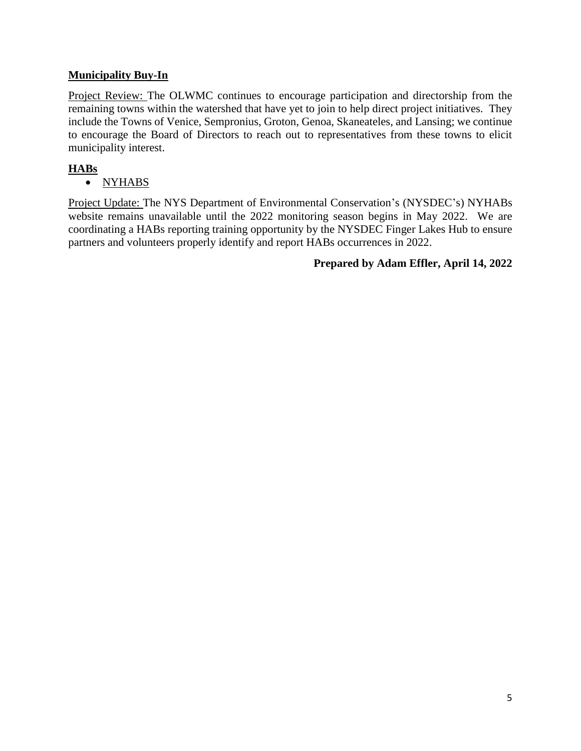**Municipality Buy-In**

Project Review: The OLWMC continues to encourage participation and directorship from the remaining towns within the watershed that have yet to join to help direct project initiatives. They include the Towns of Venice, Sempronius, Groton, Genoa, Skaneateles, and Lansing; we continue to encourage the Board of Directors to reach out to representatives from these towns to elicit municipality interest.

**HABs**

- NYHABS

Project Update: The NYS Department of Environmental Conservation's (NYSDEC's) NYHABs website remains unavailable until the 2022 monitoring season begins in May 2022. We are coordinating a HABs reporting training opportunity by the NYSDEC Finger Lakes Hub to ensure partners and volunteers properly identify and report HABs occurrences in 2022.

**Prepared by Adam Effler, April 14, 2022**